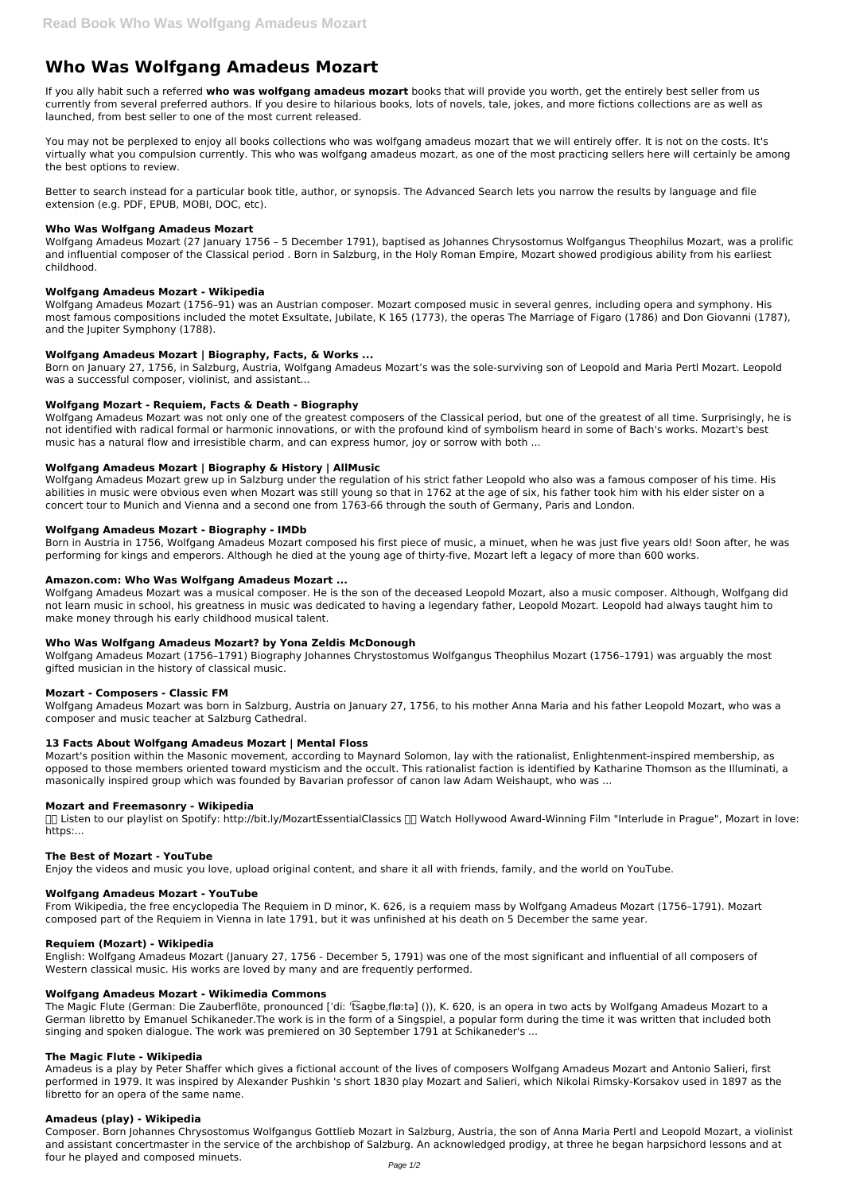# Who Was Wolfgang Amadeus Mozart

If you ally habit such a referred **who was wolfgang amadeus mozart** books that will provide you worth, get the entirely best seller from us currently from several preferred authors. If you desire to hilarious books, lots of novels, tale, jokes, and more fictions collections are as well as launched, from best seller to one of the most current released.

You may not be perplexed to enjoy all books collections who was wolfgang amadeus mozart that we will entirely offer. It is not on the costs. It's virtually what you compulsion currently. This who was wolfgang amadeus mozart, as one of the most practicing sellers here will certainly be among the best options to review.

Better to search instead for a particular book title, author, or synopsis. The Advanced Search lets you narrow the results by language and file extension (e.g. PDF, EPUB, MOBI, DOC, etc).

### Who Was Wolfgang Amadeus Mozart

Wolfgang Amadeus Mozart (27 January 1756 – 5 December 1791), baptised as Johannes Chrysostomus Wolfgangus Theophilus Mozart, was a prolific and influential composer of the Classical period . Born in Salzburg, in the Holy Roman Empire, Mozart showed prodigious ability from his earliest childhood.

### Wolfgang Amadeus Mozart - Wikipedia

Wolfgang Amadeus Mozart (1756–91) was an Austrian composer. Mozart composed music in several genres, including opera and symphony. His most famous compositions included the motet Exsultate, Jubilate, K 165 (1773), the operas The Marriage of Figaro (1786) and Don Giovanni (1787), and the Jupiter Symphony (1788).

### Wolfgang Amadeus Mozart | Biography, Facts, & Works ...

Born on January 27, 1756, in Salzburg, Austria, Wolfgang Amadeus Mozart's was the sole-surviving son of Leopold and Maria Pertl Mozart. Leopold was a successful composer, violinist, and assistant...

### Wolfgang Mozart - Requiem, Facts & Death - Biography

Wolfgang Amadeus Mozart was not only one of the greatest composers of the Classical period, but one of the greatest of all time. Surprisingly, he is not identified with radical formal or harmonic innovations, or with the profound kind of symbolism heard in some of Bach's works. Mozart's best music has a natural flow and irresistible charm, and can express humor, joy or sorrow with both ...

### Wolfgang Amadeus Mozart | Biography & History | AllMusic

Wolfgang Amadeus Mozart grew up in Salzburg under the regulation of his strict father Leopold who also was a famous composer of his time. His abilities in music were obvious even when Mozart was still young so that in 1762 at the age of six, his father took him with his elder sister on a concert tour to Munich and Vienna and a second one from 1763-66 through the south of Germany, Paris and London.

### Wolfgang Amadeus Mozart - Biography - IMDb

Born in Austria in 1756, Wolfgang Amadeus Mozart composed his first piece of music, a minuet, when he was just five years old! Soon after, he was performing for kings and emperors. Although he died at the young age of thirty-five, Mozart left a legacy of more than 600 works.

### Amazon.com: Who Was Wolfgang Amadeus Mozart ...

Wolfgang Amadeus Mozart was a musical composer. He is the son of the deceased Leopold Mozart, also a music composer. Although, Wolfgang did not learn music in school, his greatness in music was dedicated to having a legendary father, Leopold Mozart. Leopold had always taught him to make money through his early childhood musical talent.

### Who Was Wolfgang Amadeus Mozart? by Yona Zeldis McDonough

Wolfgang Amadeus Mozart (1756–1791) Biography Johannes Chrystostomus Wolfgangus Theophilus Mozart (1756–1791) was arguably the most gifted musician in the history of classical music.

### Mozart - Composers - Classic FM

Wolfgang Amadeus Mozart was born in Salzburg, Austria on January 27, 1756, to his mother Anna Maria and his father Leopold Mozart, who was a composer and music teacher at Salzburg Cathedral.

### 13 Facts About Wolfgang Amadeus Mozart | Mental Floss

Mozart's position within the Masonic movement, according to Maynard Solomon, lay with the rationalist, Enlightenment-inspired membership, as opposed to those members oriented toward mysticism and the occult. This rationalist faction is identified by Katharine Thomson as the Illuminati, a masonically inspired group which was founded by Bavarian professor of canon law Adam Weishaupt, who was ...

### Mozart and Freemasonry - Wikipedia

Listen to our playlist on Spotify: http://bit.ly/MozartEssentialClassics Watch Hollywood Award-Winning Film "Interlude in Prague", Mozart in love: https:...

### The Best of Mozart - YouTube

Enjoy the videos and music you love, upload original content, and share it all with friends, family, and the world on YouTube.

### Wolfgang Amadeus Mozart - YouTube

From Wikipedia, the free encyclopedia The Requiem in D minor, K. 626, is a requiem mass by Wolfgang Amadeus Mozart (1756–1791). Mozart composed part of the Requiem in Vienna in late 1791, but it was unfinished at his death on 5 December the same year.

### Requiem (Mozart) - Wikipedia

English: Wolfgang Amadeus Mozart (January 27, 1756 - December 5, 1791) was one of the most significant and influential of all composers of Western classical music. His works are loved by many and are frequently performed.

### Wolfgang Amadeus Mozart - Wikimedia Commons

The Magic Flute (German: Die Zauberflöte, pronounced [ˈdiː ˈt͡saʊ̯bɐˌfløːtə] ()), K. 620, is an opera in two acts by Wolfgang Amadeus Mozart to a German libretto by Emanuel Schikaneder.The work is in the form of a Singspiel, a popular form during the time it was written that included both singing and spoken dialogue. The work was premiered on 30 September 1791 at Schikaneder's ...

### The Magic Flute - Wikipedia

Amadeus is a play by Peter Shaffer which gives a fictional account of the lives of composers Wolfgang Amadeus Mozart and Antonio Salieri, first performed in 1979. It was inspired by Alexander Pushkin 's short 1830 play Mozart and Salieri, which Nikolai Rimsky-Korsakov used in 1897 as the libretto for an opera of the same name.

### Amadeus (play) - Wikipedia

Composer. Born Johannes Chrysostomus Wolfgangus Gottlieb Mozart in Salzburg, Austria, the son of Anna Maria Pertl and Leopold Mozart, a violinist and assistant concertmaster in the service of the archbishop of Salzburg. An acknowledged prodigy, at three he began harpsichord lessons and at four he played and composed minuets.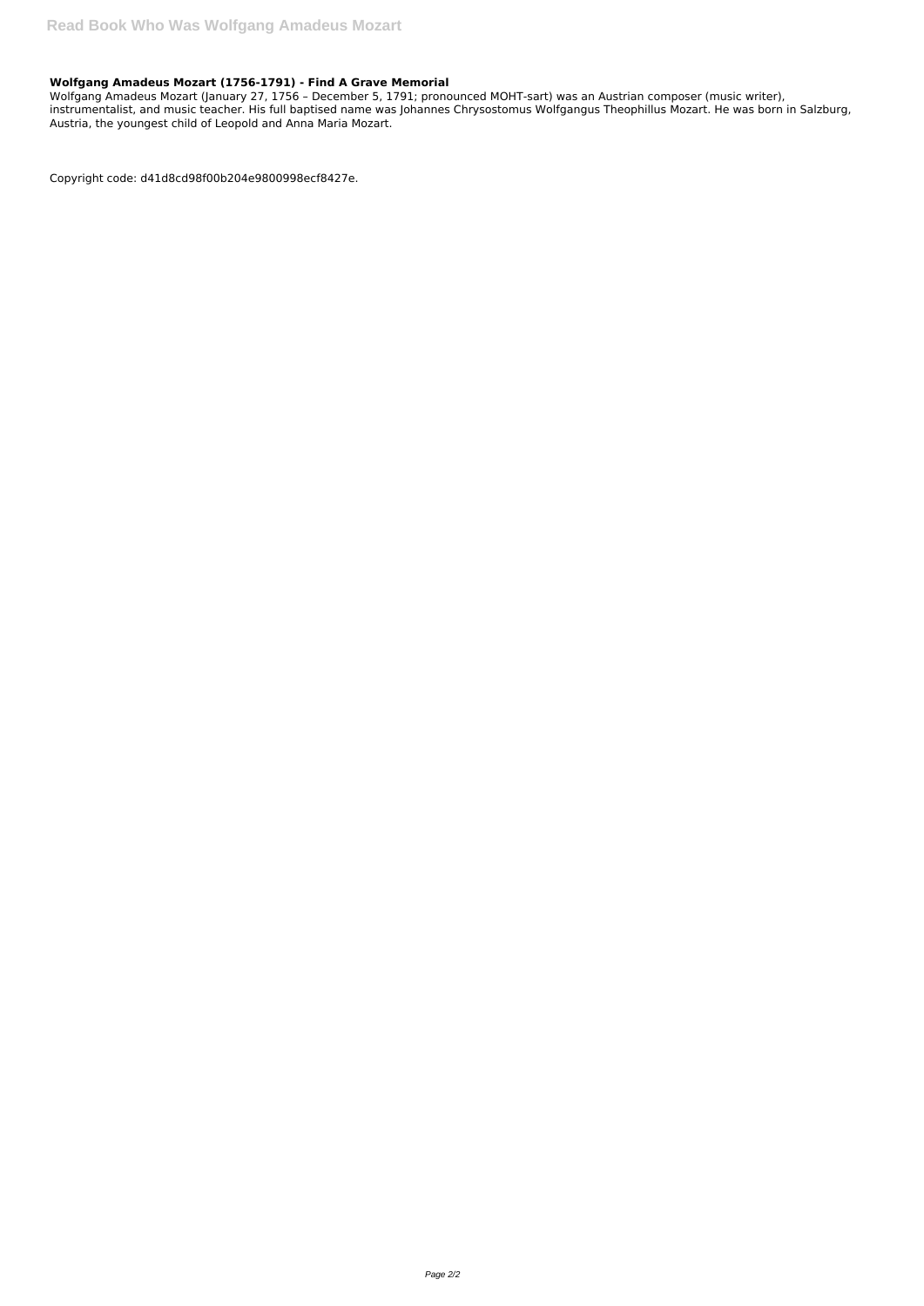### Wolfgang Amadeus Mozart (1756-1791) - Find A Grave Memorial

Wolfgang Amadeus Mozart (January 27, 1756 – December 5, 1791; pronounced MOHT-sart) was an Austrian composer (music writer), instrumentalist, and music teacher. His full baptised name was Johannes Chrysostomus Wolfgangus Theophillus Mozart. He was born in Salzburg, Austria, the youngest child of Leopold and Anna Maria Mozart.

Copyright code: d41d8cd98f00b204e9800998ecf8427e.